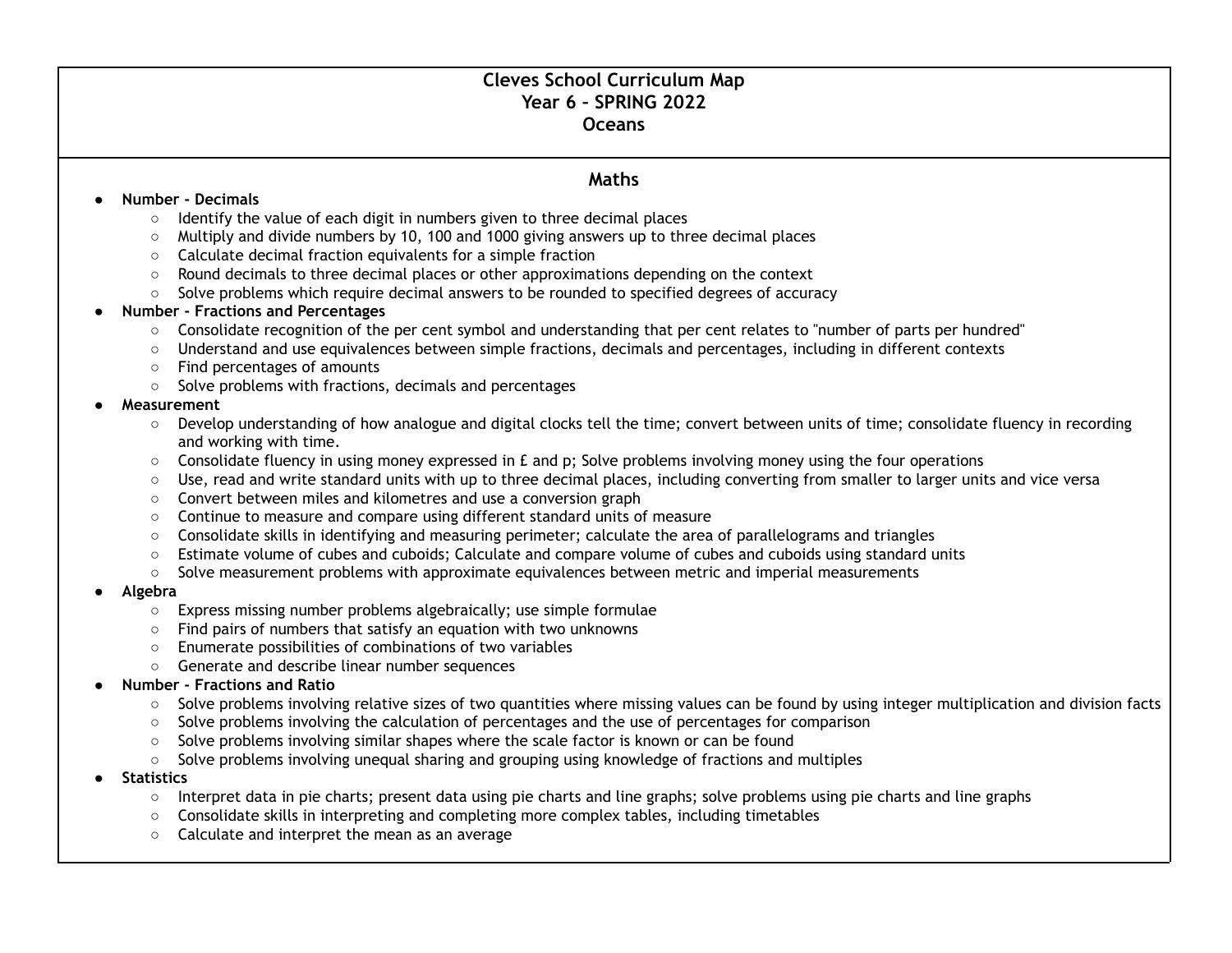# Cleves School Curriculum Map
# Year 6 – SPRING 2022
# Oceans

## Maths

- **Number - Decimals**
  - Identify the value of each digit in numbers given to three decimal places
  - Multiply and divide numbers by 10, 100 and 1000 giving answers up to three decimal places
  - Calculate decimal fraction equivalents for a simple fraction
  - Round decimals to three decimal places or other approximations depending on the context
  - Solve problems which require decimal answers to be rounded to specified degrees of accuracy
- **Number - Fractions and Percentages**
  - Consolidate recognition of the per cent symbol and understanding that per cent relates to "number of parts per hundred"
  - Understand and use equivalences between simple fractions, decimals and percentages, including in different contexts
  - Find percentages of amounts
  - Solve problems with fractions, decimals and percentages
- **Measurement**
  - Develop understanding of how analogue and digital clocks tell the time; convert between units of time; consolidate fluency in recording and working with time.
  - Consolidate fluency in using money expressed in £ and p; Solve problems involving money using the four operations
  - Use, read and write standard units with up to three decimal places, including converting from smaller to larger units and vice versa
  - Convert between miles and kilometres and use a conversion graph
  - Continue to measure and compare using different standard units of measure
  - Consolidate skills in identifying and measuring perimeter; calculate the area of parallelograms and triangles
  - Estimate volume of cubes and cuboids; Calculate and compare volume of cubes and cuboids using standard units
  - Solve measurement problems with approximate equivalences between metric and imperial measurements
- **Algebra**
  - Express missing number problems algebraically; use simple formulae
  - Find pairs of numbers that satisfy an equation with two unknowns
  - Enumerate possibilities of combinations of two variables
  - Generate and describe linear number sequences
- **Number - Fractions and Ratio**
  - Solve problems involving relative sizes of two quantities where missing values can be found by using integer multiplication and division facts
  - Solve problems involving the calculation of percentages and the use of percentages for comparison
  - Solve problems involving similar shapes where the scale factor is known or can be found
  - Solve problems involving unequal sharing and grouping using knowledge of fractions and multiples
- **Statistics**
  - Interpret data in pie charts; present data using pie charts and line graphs; solve problems using pie charts and line graphs
  - Consolidate skills in interpreting and completing more complex tables, including timetables
  - Calculate and interpret the mean as an average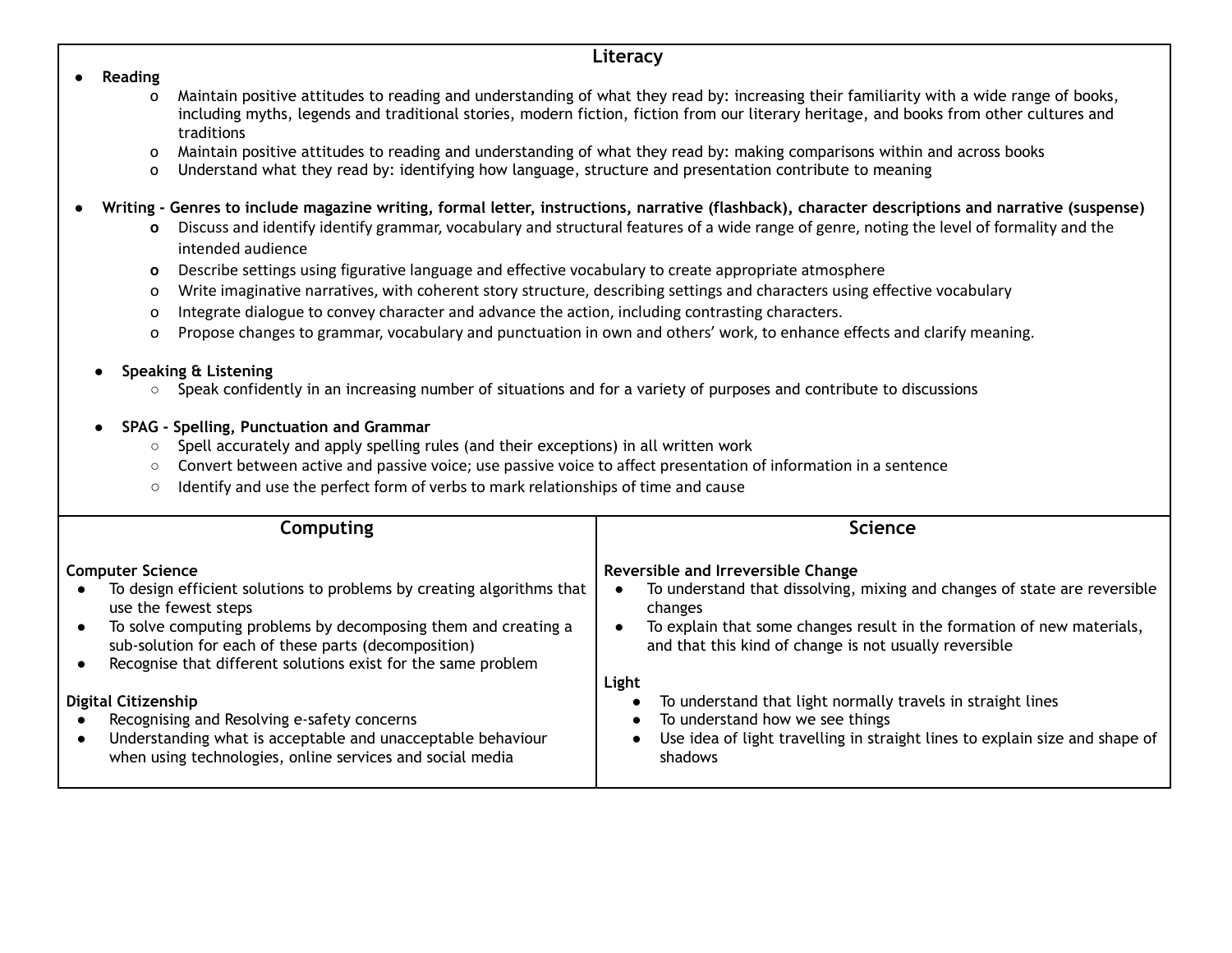## Literacy

- **Reading**
  - Maintain positive attitudes to reading and understanding of what they read by: increasing their familiarity with a wide range of books, including myths, legends and traditional stories, modern fiction, fiction from our literary heritage, and books from other cultures and traditions
  - Maintain positive attitudes to reading and understanding of what they read by: making comparisons within and across books
  - Understand what they read by: identifying how language, structure and presentation contribute to meaning
- **Writing - Genres to include magazine writing, formal letter, instructions, narrative (flashback), character descriptions and narrative (suspense)**
  - Discuss and identify identify grammar, vocabulary and structural features of a wide range of genre, noting the level of formality and the intended audience
  - Describe settings using figurative language and effective vocabulary to create appropriate atmosphere
  - Write imaginative narratives, with coherent story structure, describing settings and characters using effective vocabulary
  - Integrate dialogue to convey character and advance the action, including contrasting characters.
  - Propose changes to grammar, vocabulary and punctuation in own and others' work, to enhance effects and clarify meaning.
- **Speaking & Listening**
  - Speak confidently in an increasing number of situations and for a variety of purposes and contribute to discussions
- **SPAG - Spelling, Punctuation and Grammar**
  - Spell accurately and apply spelling rules (and their exceptions) in all written work
  - Convert between active and passive voice; use passive voice to affect presentation of information in a sentence
  - Identify and use the perfect form of verbs to mark relationships of time and cause

## Computing

**Computer Science**
- To design efficient solutions to problems by creating algorithms that use the fewest steps
- To solve computing problems by decomposing them and creating a sub-solution for each of these parts (decomposition)
- Recognise that different solutions exist for the same problem

**Digital Citizenship**
- Recognising and Resolving e-safety concerns
- Understanding what is acceptable and unacceptable behaviour when using technologies, online services and social media

## Science

**Reversible and Irreversible Change**
- To understand that dissolving, mixing and changes of state are reversible changes
- To explain that some changes result in the formation of new materials, and that this kind of change is not usually reversible

**Light**
- To understand that light normally travels in straight lines
- To understand how we see things
- Use idea of light travelling in straight lines to explain size and shape of shadows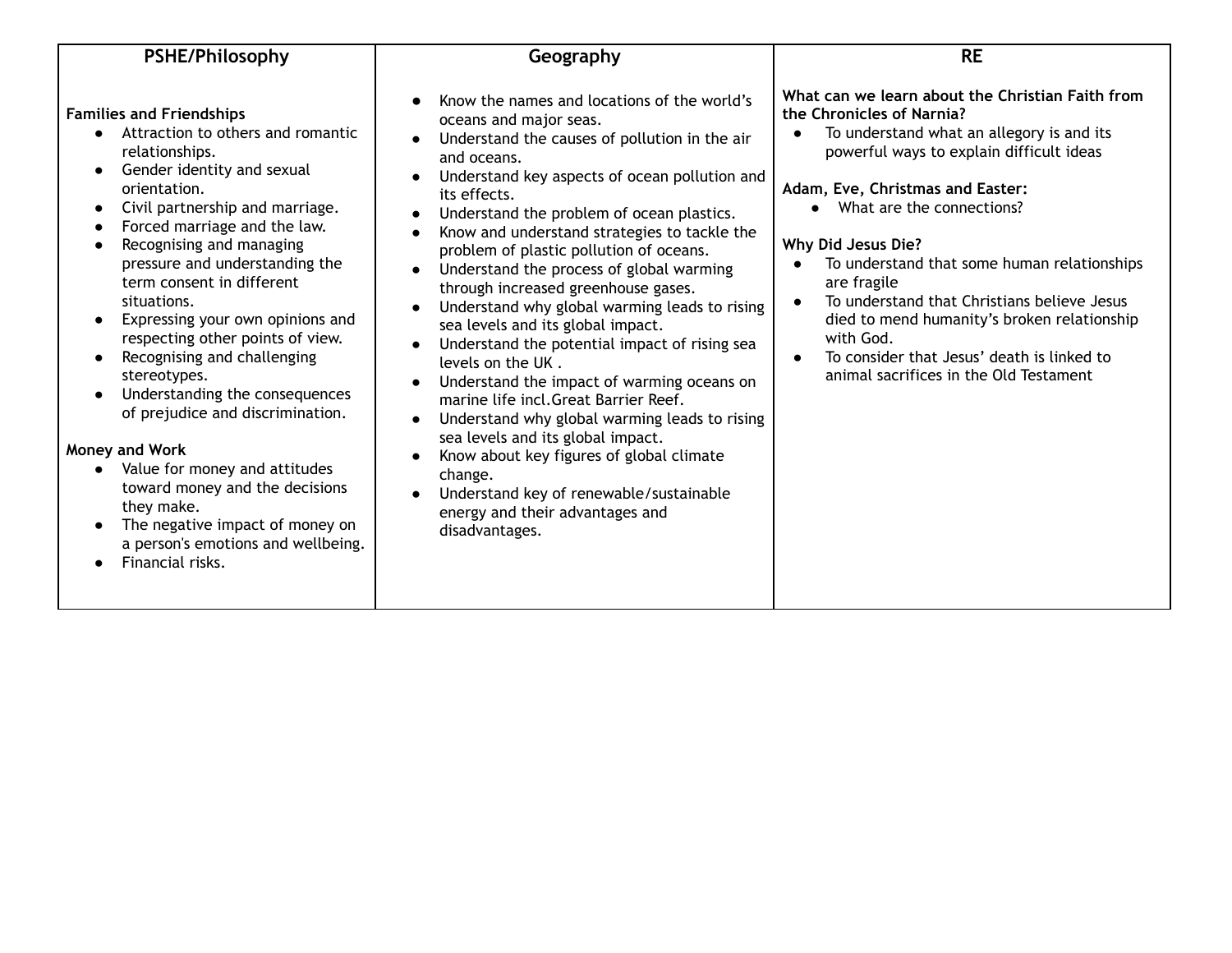| PSHE/Philosophy | Geography | RE |
| --- | --- | --- |
| **Families and Friendships**<br>● Attraction to others and romantic relationships.<br>● Gender identity and sexual orientation.<br>● Civil partnership and marriage.<br>● Forced marriage and the law.<br>● Recognising and managing pressure and understanding the term consent in different situations.<br>● Expressing your own opinions and respecting other points of view.<br>● Recognising and challenging stereotypes.<br>● Understanding the consequences of prejudice and discrimination.<br><br>**Money and Work**<br>● Value for money and attitudes toward money and the decisions they make.<br>● The negative impact of money on a person's emotions and wellbeing.<br>● Financial risks. | ● Know the names and locations of the world's oceans and major seas.<br>● Understand the causes of pollution in the air and oceans.<br>● Understand key aspects of ocean pollution and its effects.<br>● Understand the problem of ocean plastics.<br>● Know and understand strategies to tackle the problem of plastic pollution of oceans.<br>● Understand the process of global warming through increased greenhouse gases.<br>● Understand why global warming leads to rising sea levels and its global impact.<br>● Understand the potential impact of rising sea levels on the UK .<br>● Understand the impact of warming oceans on marine life incl.Great Barrier Reef.<br>● Understand why global warming leads to rising sea levels and its global impact.<br>● Know about key figures of global climate change.<br>● Understand key of renewable/sustainable energy and their advantages and disadvantages. | **What can we learn about the Christian Faith from the Chronicles of Narnia?**<br>● To understand what an allegory is and its powerful ways to explain difficult ideas<br><br>**Adam, Eve, Christmas and Easter:**<br>● What are the connections?<br><br>**Why Did Jesus Die?**<br>● To understand that some human relationships are fragile<br>● To understand that Christians believe Jesus died to mend humanity's broken relationship with God.<br>● To consider that Jesus' death is linked to animal sacrifices in the Old Testament |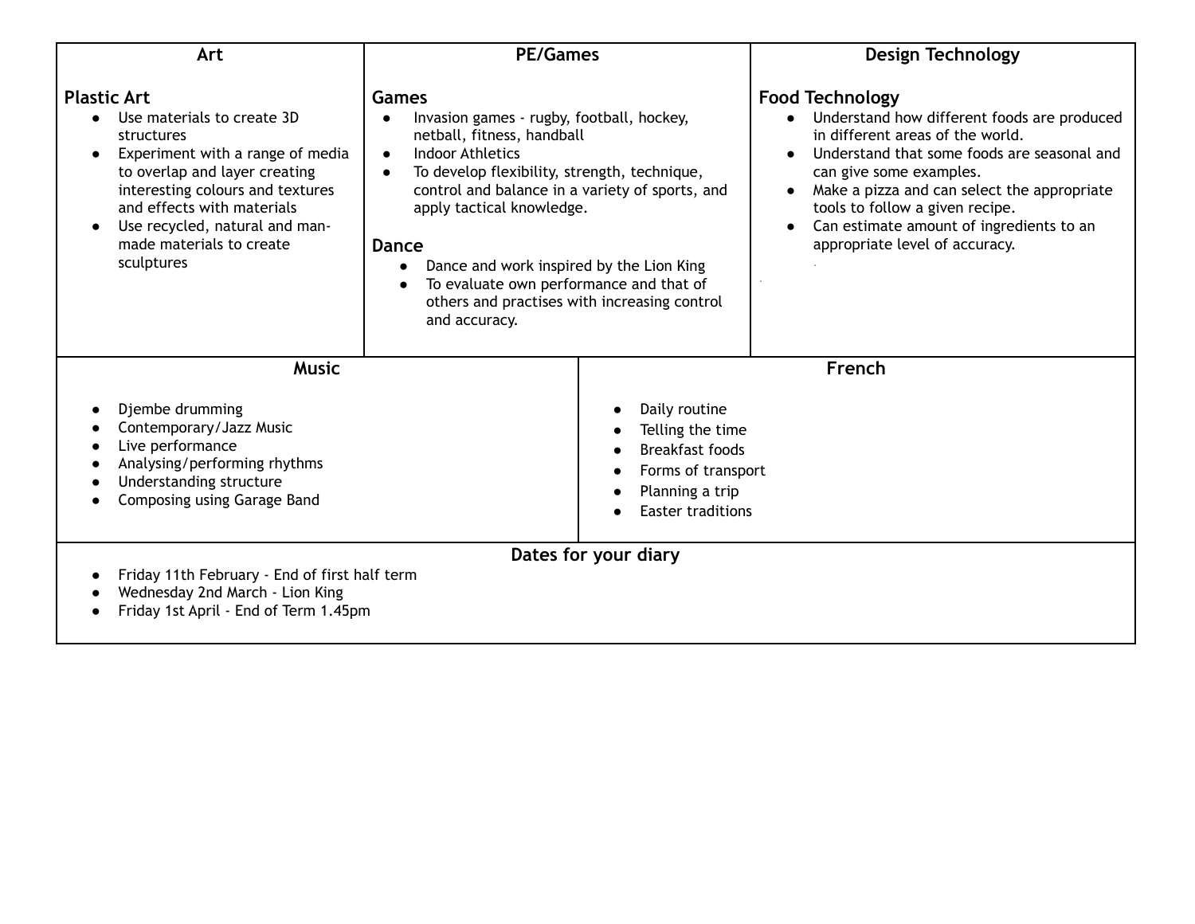## Art

### Plastic Art

- Use materials to create 3D structures
- Experiment with a range of media to overlap and layer creating interesting colours and textures and effects with materials
- Use recycled, natural and man-made materials to create sculptures

## PE/Games

### Games

- Invasion games - rugby, football, hockey, netball, fitness, handball
- Indoor Athletics
- To develop flexibility, strength, technique, control and balance in a variety of sports, and apply tactical knowledge.

### Dance

- Dance and work inspired by the Lion King
- To evaluate own performance and that of others and practises with increasing control and accuracy.

## Design Technology

### Food Technology

- Understand how different foods are produced in different areas of the world.
- Understand that some foods are seasonal and can give some examples.
- Make a pizza and can select the appropriate tools to follow a given recipe.
- Can estimate amount of ingredients to an appropriate level of accuracy.

## Music

- Djembe drumming
- Contemporary/Jazz Music
- Live performance
- Analysing/performing rhythms
- Understanding structure
- Composing using Garage Band

## French

- Daily routine
- Telling the time
- Breakfast foods
- Forms of transport
- Planning a trip
- Easter traditions

## Dates for your diary

- Friday 11th February - End of first half term
- Wednesday 2nd March - Lion King
- Friday 1st April - End of Term 1.45pm